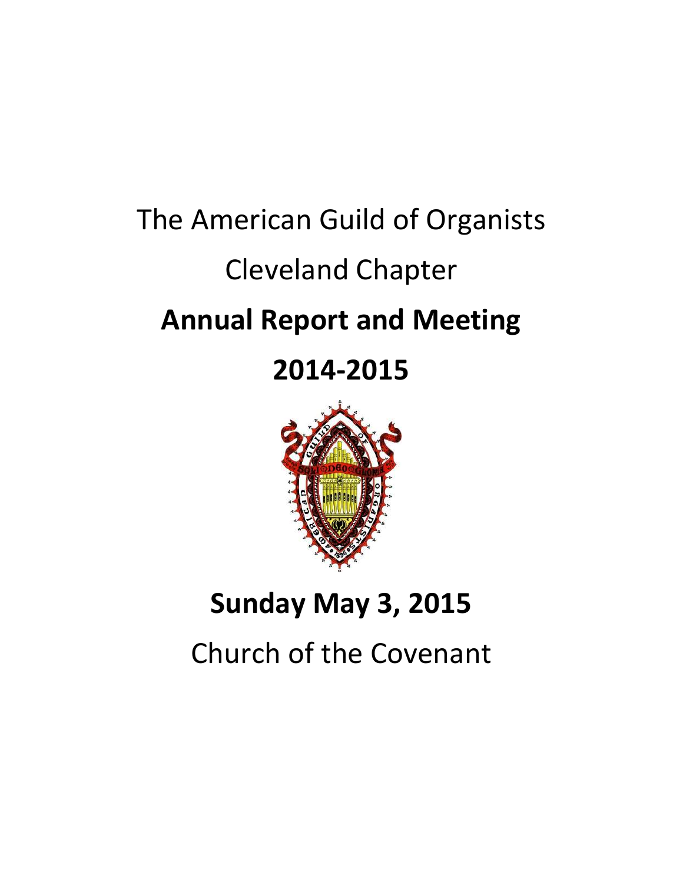The American Guild of Organists

Cleveland Chapter

# Annual Report and Meeting

# 2014-2015

## Sunday May 3, 2015

Church of the Covenant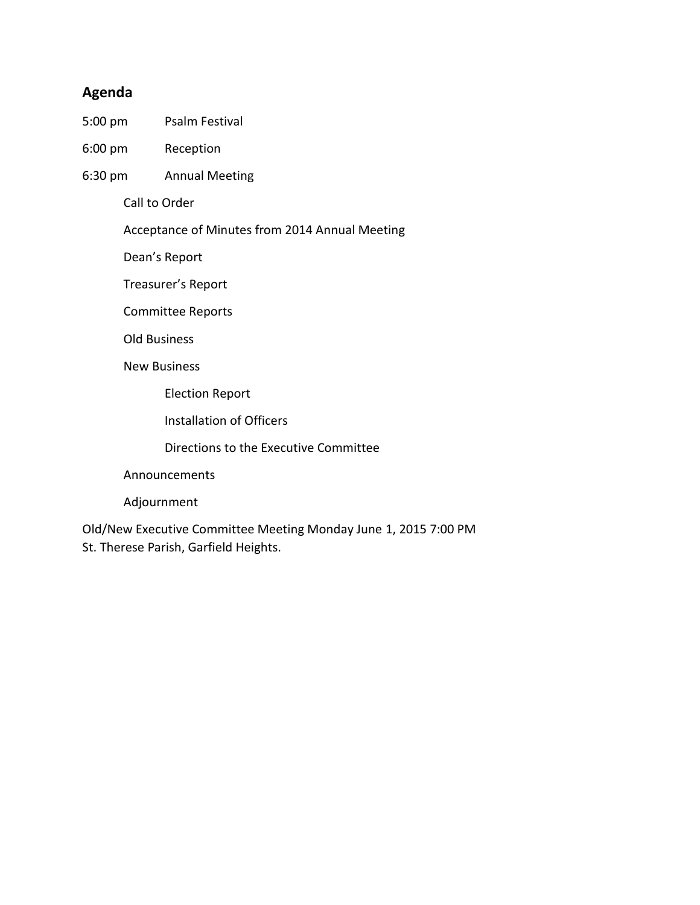## Agenda

5:00 pm Psalm Festival

6:00 pm Reception

6:30 pm Annual Meeting

- Call to Order
- Acceptance of Minutes from 2014 Annual Meeting
- Dean's Report
- Treasurer's Report
- Committee Reports
- Old Business
- New Business
  - Election Report
  - Installation of Officers
  - Directions to the Executive Committee
- Announcements
- Adjournment

Old/New Executive Committee Meeting Monday June 1, 2015 7:00 PM
St. Therese Parish, Garfield Heights.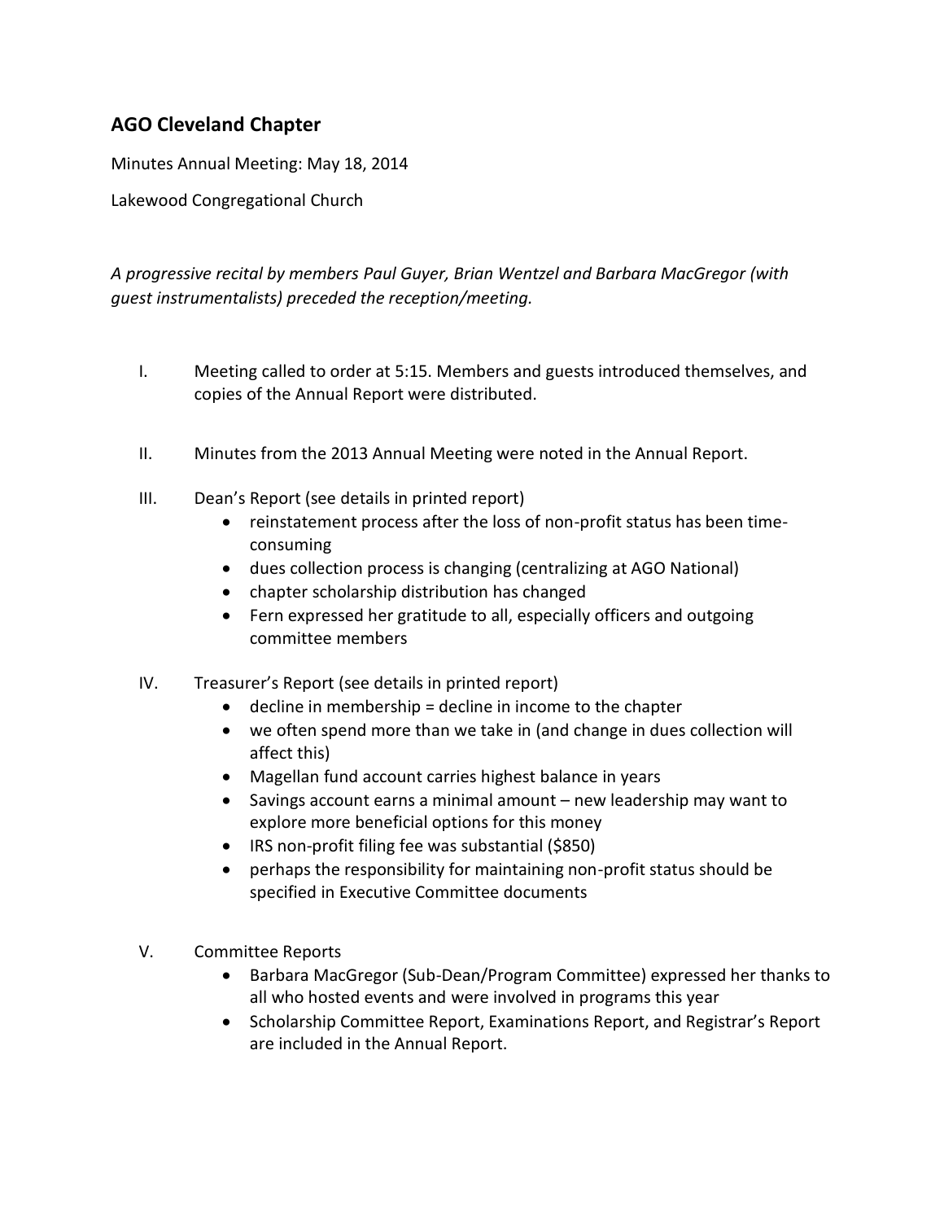## AGO Cleveland Chapter

Minutes Annual Meeting: May 18, 2014

Lakewood Congregational Church

*A progressive recital by members Paul Guyer, Brian Wentzel and Barbara MacGregor (with guest instrumentalists) preceded the reception/meeting.*

I. Meeting called to order at 5:15. Members and guests introduced themselves, and copies of the Annual Report were distributed.

II. Minutes from the 2013 Annual Meeting were noted in the Annual Report.

III. Dean's Report (see details in printed report)
   - reinstatement process after the loss of non-profit status has been time-consuming
   - dues collection process is changing (centralizing at AGO National)
   - chapter scholarship distribution has changed
   - Fern expressed her gratitude to all, especially officers and outgoing committee members

IV. Treasurer's Report (see details in printed report)
   - decline in membership = decline in income to the chapter
   - we often spend more than we take in (and change in dues collection will affect this)
   - Magellan fund account carries highest balance in years
   - Savings account earns a minimal amount – new leadership may want to explore more beneficial options for this money
   - IRS non-profit filing fee was substantial ($850)
   - perhaps the responsibility for maintaining non-profit status should be specified in Executive Committee documents

V. Committee Reports
   - Barbara MacGregor (Sub-Dean/Program Committee) expressed her thanks to all who hosted events and were involved in programs this year
   - Scholarship Committee Report, Examinations Report, and Registrar's Report are included in the Annual Report.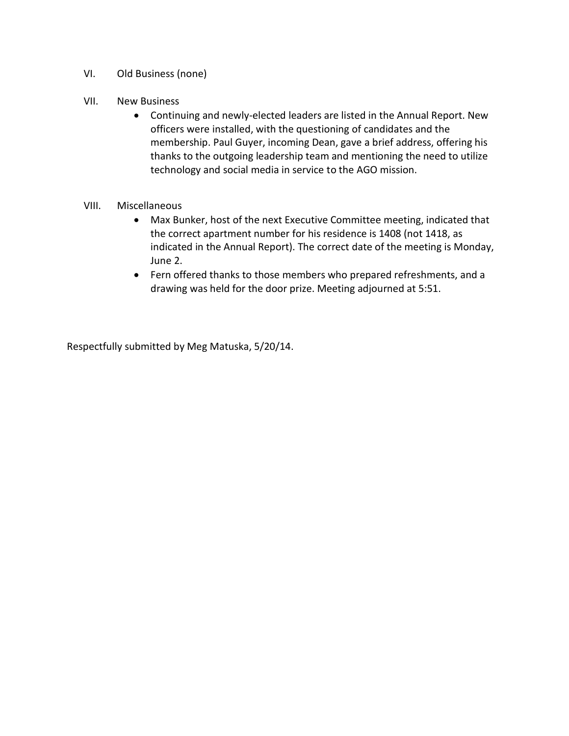VI. Old Business (none)

VII. New Business

- Continuing and newly-elected leaders are listed in the Annual Report. New officers were installed, with the questioning of candidates and the membership. Paul Guyer, incoming Dean, gave a brief address, offering his thanks to the outgoing leadership team and mentioning the need to utilize technology and social media in service to the AGO mission.

VIII. Miscellaneous

- Max Bunker, host of the next Executive Committee meeting, indicated that the correct apartment number for his residence is 1408 (not 1418, as indicated in the Annual Report). The correct date of the meeting is Monday, June 2.
- Fern offered thanks to those members who prepared refreshments, and a drawing was held for the door prize. Meeting adjourned at 5:51.

Respectfully submitted by Meg Matuska, 5/20/14.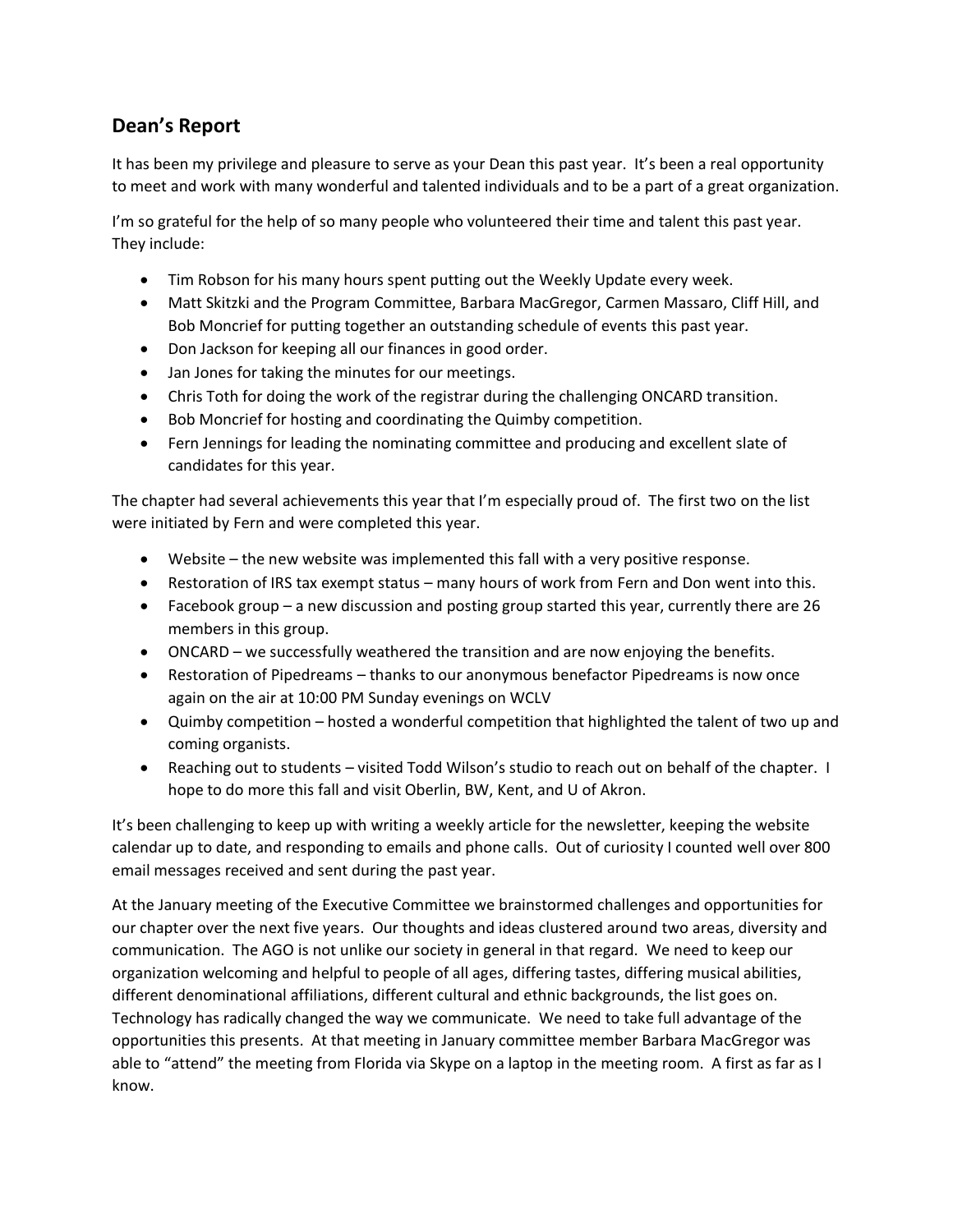## Dean's Report

It has been my privilege and pleasure to serve as your Dean this past year. It's been a real opportunity to meet and work with many wonderful and talented individuals and to be a part of a great organization.

I'm so grateful for the help of so many people who volunteered their time and talent this past year. They include:

- Tim Robson for his many hours spent putting out the Weekly Update every week.
- Matt Skitzki and the Program Committee, Barbara MacGregor, Carmen Massaro, Cliff Hill, and Bob Moncrief for putting together an outstanding schedule of events this past year.
- Don Jackson for keeping all our finances in good order.
- Jan Jones for taking the minutes for our meetings.
- Chris Toth for doing the work of the registrar during the challenging ONCARD transition.
- Bob Moncrief for hosting and coordinating the Quimby competition.
- Fern Jennings for leading the nominating committee and producing and excellent slate of candidates for this year.

The chapter had several achievements this year that I'm especially proud of. The first two on the list were initiated by Fern and were completed this year.

- Website – the new website was implemented this fall with a very positive response.
- Restoration of IRS tax exempt status – many hours of work from Fern and Don went into this.
- Facebook group – a new discussion and posting group started this year, currently there are 26 members in this group.
- ONCARD – we successfully weathered the transition and are now enjoying the benefits.
- Restoration of Pipedreams – thanks to our anonymous benefactor Pipedreams is now once again on the air at 10:00 PM Sunday evenings on WCLV
- Quimby competition – hosted a wonderful competition that highlighted the talent of two up and coming organists.
- Reaching out to students – visited Todd Wilson's studio to reach out on behalf of the chapter. I hope to do more this fall and visit Oberlin, BW, Kent, and U of Akron.

It's been challenging to keep up with writing a weekly article for the newsletter, keeping the website calendar up to date, and responding to emails and phone calls. Out of curiosity I counted well over 800 email messages received and sent during the past year.

At the January meeting of the Executive Committee we brainstormed challenges and opportunities for our chapter over the next five years. Our thoughts and ideas clustered around two areas, diversity and communication. The AGO is not unlike our society in general in that regard. We need to keep our organization welcoming and helpful to people of all ages, differing tastes, differing musical abilities, different denominational affiliations, different cultural and ethnic backgrounds, the list goes on. Technology has radically changed the way we communicate. We need to take full advantage of the opportunities this presents. At that meeting in January committee member Barbara MacGregor was able to "attend" the meeting from Florida via Skype on a laptop in the meeting room. A first as far as I know.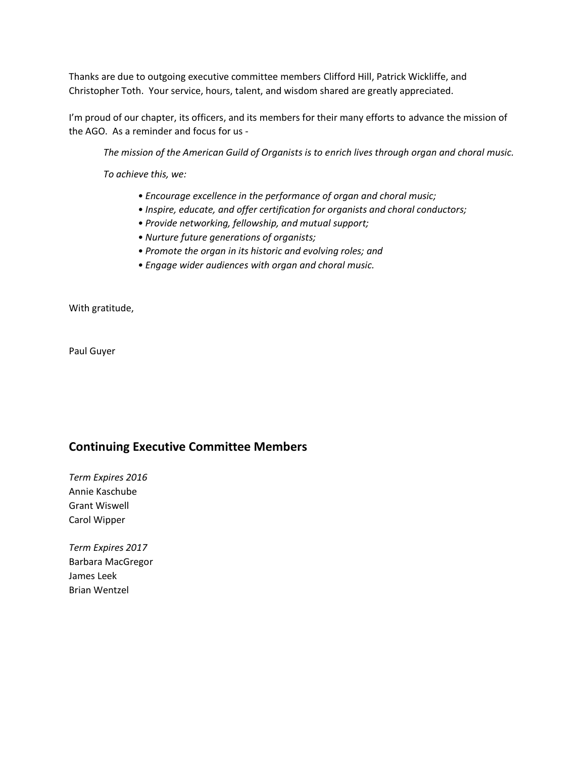Thanks are due to outgoing executive committee members Clifford Hill, Patrick Wickliffe, and Christopher Toth. Your service, hours, talent, and wisdom shared are greatly appreciated.

I'm proud of our chapter, its officers, and its members for their many efforts to advance the mission of the AGO. As a reminder and focus for us -

> *The mission of the American Guild of Organists is to enrich lives through organ and choral music.*
>
> *To achieve this, we:*
>
> - *Encourage excellence in the performance of organ and choral music;*
> - *Inspire, educate, and offer certification for organists and choral conductors;*
> - *Provide networking, fellowship, and mutual support;*
> - *Nurture future generations of organists;*
> - *Promote the organ in its historic and evolving roles; and*
> - *Engage wider audiences with organ and choral music.*

With gratitude,

Paul Guyer

## Continuing Executive Committee Members

*Term Expires 2016*
Annie Kaschube
Grant Wiswell
Carol Wipper

*Term Expires 2017*
Barbara MacGregor
James Leek
Brian Wentzel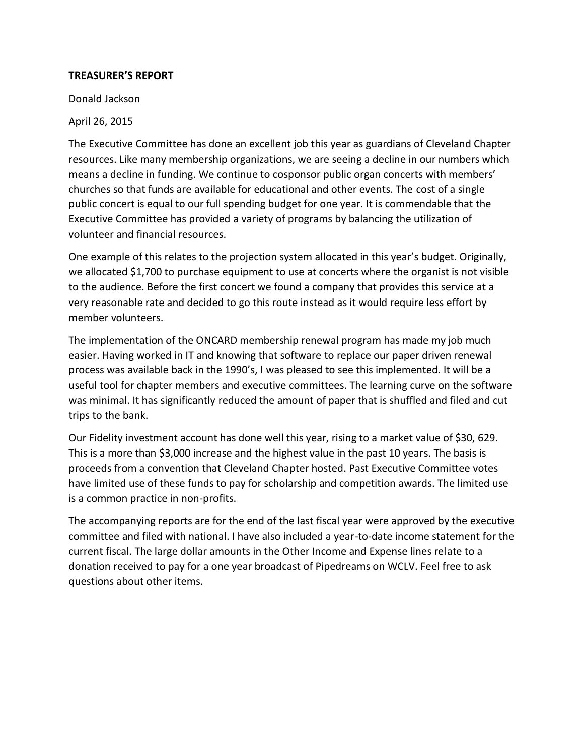**TREASURER'S REPORT**

Donald Jackson

April 26, 2015

The Executive Committee has done an excellent job this year as guardians of Cleveland Chapter resources. Like many membership organizations, we are seeing a decline in our numbers which means a decline in funding. We continue to cosponsor public organ concerts with members' churches so that funds are available for educational and other events. The cost of a single public concert is equal to our full spending budget for one year. It is commendable that the Executive Committee has provided a variety of programs by balancing the utilization of volunteer and financial resources.

One example of this relates to the projection system allocated in this year's budget. Originally, we allocated $1,700 to purchase equipment to use at concerts where the organist is not visible to the audience. Before the first concert we found a company that provides this service at a very reasonable rate and decided to go this route instead as it would require less effort by member volunteers.

The implementation of the ONCARD membership renewal program has made my job much easier. Having worked in IT and knowing that software to replace our paper driven renewal process was available back in the 1990's, I was pleased to see this implemented. It will be a useful tool for chapter members and executive committees. The learning curve on the software was minimal. It has significantly reduced the amount of paper that is shuffled and filed and cut trips to the bank.

Our Fidelity investment account has done well this year, rising to a market value of $30, 629. This is a more than $3,000 increase and the highest value in the past 10 years. The basis is proceeds from a convention that Cleveland Chapter hosted. Past Executive Committee votes have limited use of these funds to pay for scholarship and competition awards. The limited use is a common practice in non-profits.

The accompanying reports are for the end of the last fiscal year were approved by the executive committee and filed with national. I have also included a year-to-date income statement for the current fiscal. The large dollar amounts in the Other Income and Expense lines relate to a donation received to pay for a one year broadcast of Pipedreams on WCLV. Feel free to ask questions about other items.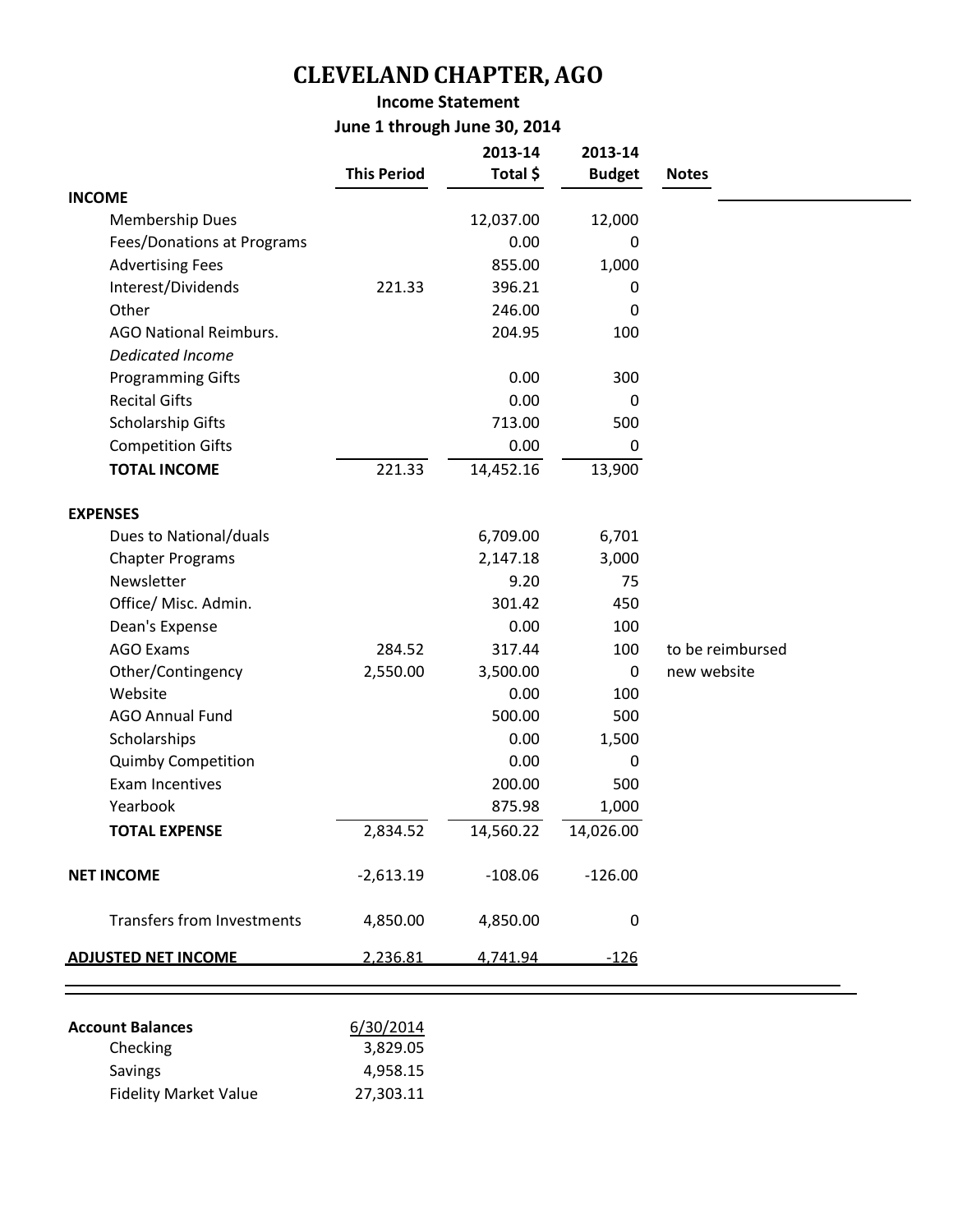# CLEVELAND CHAPTER, AGO

**Income Statement**

**June 1 through June 30, 2014**

| | This Period | 2013-14 Total $ | 2013-14 Budget | Notes |
|---|---|---|---|---|
| **INCOME** | | | | |
| Membership Dues | | 12,037.00 | 12,000 | |
| Fees/Donations at Programs | | 0.00 | 0 | |
| Advertising Fees | | 855.00 | 1,000 | |
| Interest/Dividends | 221.33 | 396.21 | 0 | |
| Other | | 246.00 | 0 | |
| AGO National Reimburs. | | 204.95 | 100 | |
| *Dedicated Income* | | | | |
| Programming Gifts | | 0.00 | 300 | |
| Recital Gifts | | 0.00 | 0 | |
| Scholarship Gifts | | 713.00 | 500 | |
| Competition Gifts | | 0.00 | 0 | |
| **TOTAL INCOME** | 221.33 | 14,452.16 | 13,900 | |
| | | | | |
| **EXPENSES** | | | | |
| Dues to National/duals | | 6,709.00 | 6,701 | |
| Chapter Programs | | 2,147.18 | 3,000 | |
| Newsletter | | 9.20 | 75 | |
| Office/ Misc. Admin. | | 301.42 | 450 | |
| Dean's Expense | | 0.00 | 100 | |
| AGO Exams | 284.52 | 317.44 | 100 | to be reimbursed |
| Other/Contingency | 2,550.00 | 3,500.00 | 0 | new website |
| Website | | 0.00 | 100 | |
| AGO Annual Fund | | 500.00 | 500 | |
| Scholarships | | 0.00 | 1,500 | |
| Quimby Competition | | 0.00 | 0 | |
| Exam Incentives | | 200.00 | 500 | |
| Yearbook | | 875.98 | 1,000 | |
| **TOTAL EXPENSE** | 2,834.52 | 14,560.22 | 14,026.00 | |
| | | | | |
| **NET INCOME** | -2,613.19 | -108.06 | -126.00 | |
| | | | | |
| Transfers from Investments | 4,850.00 | 4,850.00 | 0 | |
| | | | | |
| **ADJUSTED NET INCOME** | 2,236.81 | 4,741.94 | -126 | |

| **Account Balances** | 6/30/2014 |
|---|---|
| Checking | 3,829.05 |
| Savings | 4,958.15 |
| Fidelity Market Value | 27,303.11 |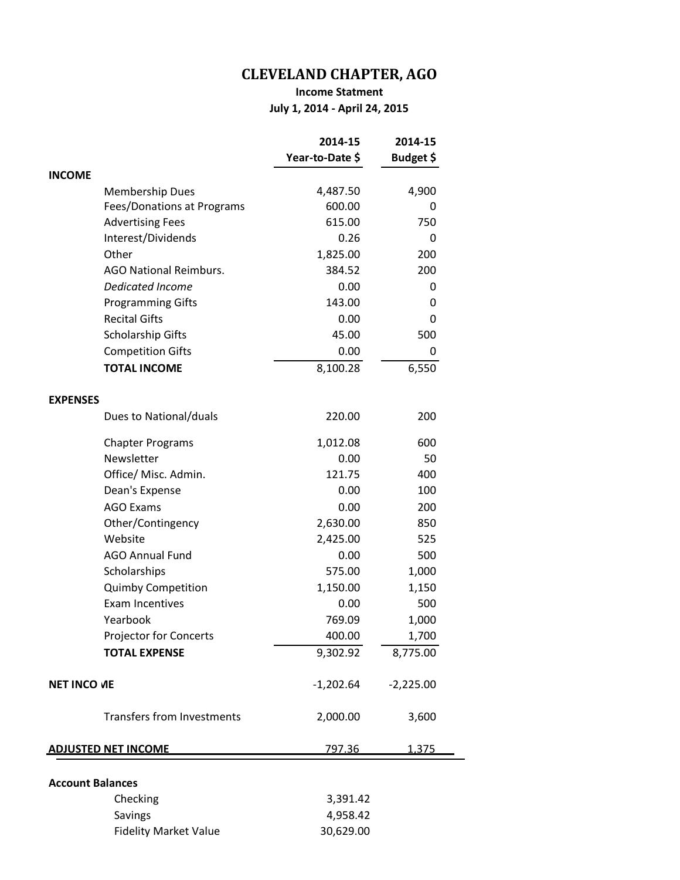# CLEVELAND CHAPTER, AGO

**Income Statment**

**July 1, 2014 - April 24, 2015**

| | | 2014-15 Year-to-Date $ | 2014-15 Budget $ |
|---|---|---|---|
| **INCOME** | | | |
| | Membership Dues | 4,487.50 | 4,900 |
| | Fees/Donations at Programs | 600.00 | 0 |
| | Advertising Fees | 615.00 | 750 |
| | Interest/Dividends | 0.26 | 0 |
| | Other | 1,825.00 | 200 |
| | AGO National Reimburs. | 384.52 | 200 |
| | *Dedicated Income* | 0.00 | 0 |
| | Programming Gifts | 143.00 | 0 |
| | Recital Gifts | 0.00 | 0 |
| | Scholarship Gifts | 45.00 | 500 |
| | Competition Gifts | 0.00 | 0 |
| | **TOTAL INCOME** | 8,100.28 | 6,550 |
| **EXPENSES** | | | |
| | Dues to National/duals | 220.00 | 200 |
| | Chapter Programs | 1,012.08 | 600 |
| | Newsletter | 0.00 | 50 |
| | Office/ Misc. Admin. | 121.75 | 400 |
| | Dean's Expense | 0.00 | 100 |
| | AGO Exams | 0.00 | 200 |
| | Other/Contingency | 2,630.00 | 850 |
| | Website | 2,425.00 | 525 |
| | AGO Annual Fund | 0.00 | 500 |
| | Scholarships | 575.00 | 1,000 |
| | Quimby Competition | 1,150.00 | 1,150 |
| | Exam Incentives | 0.00 | 500 |
| | Yearbook | 769.09 | 1,000 |
| | Projector for Concerts | 400.00 | 1,700 |
| | **TOTAL EXPENSE** | 9,302.92 | 8,775.00 |
| **NET INCOME** | | -1,202.64 | -2,225.00 |
| | Transfers from Investments | 2,000.00 | 3,600 |
| **ADJUSTED NET INCOME** | | 797.36 | 1,375 |

**Account Balances**

| | |
|---|---|
| Checking | 3,391.42 |
| Savings | 4,958.42 |
| Fidelity Market Value | 30,629.00 |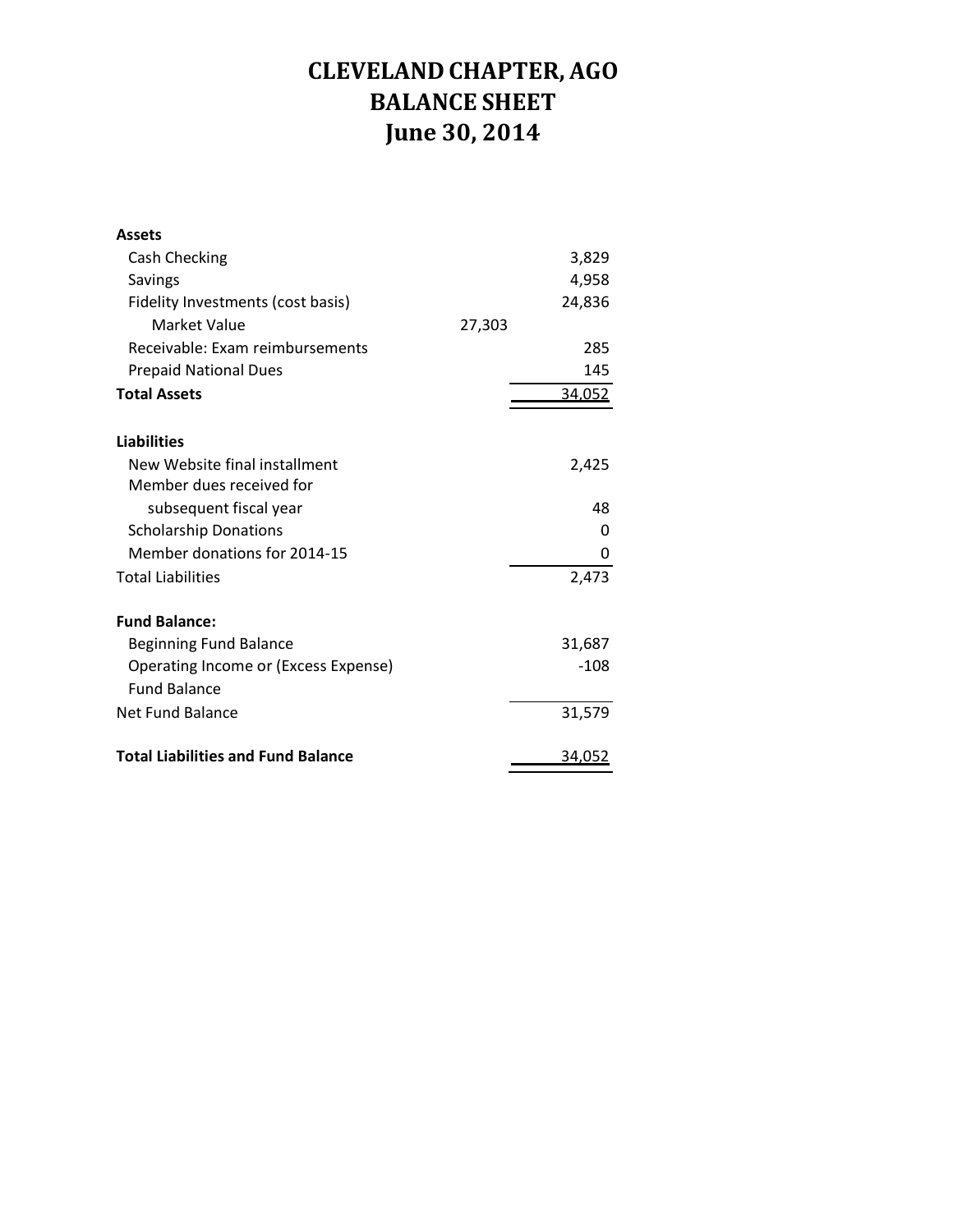# CLEVELAND CHAPTER, AGO
# BALANCE SHEET
# June 30, 2014

| | | |
|---|---|---|
| **Assets** | | |
| Cash Checking | | 3,829 |
| Savings | | 4,958 |
| Fidelity Investments (cost basis) | | 24,836 |
| Market Value | 27,303 | |
| Receivable: Exam reimbursements | | 285 |
| Prepaid National Dues | | 145 |
| **Total Assets** | | 34,052 |
| | | |
| **Liabilities** | | |
| New Website final installment | | 2,425 |
| Member dues received for subsequent fiscal year | | 48 |
| Scholarship Donations | | 0 |
| Member donations for 2014-15 | | 0 |
| Total Liabilities | | 2,473 |
| | | |
| **Fund Balance:** | | |
| Beginning Fund Balance | | 31,687 |
| Operating Income or (Excess Expense) | | -108 |
| Fund Balance | | |
| Net Fund Balance | | 31,579 |
| | | |
| **Total Liabilities and Fund Balance** | | 34,052 |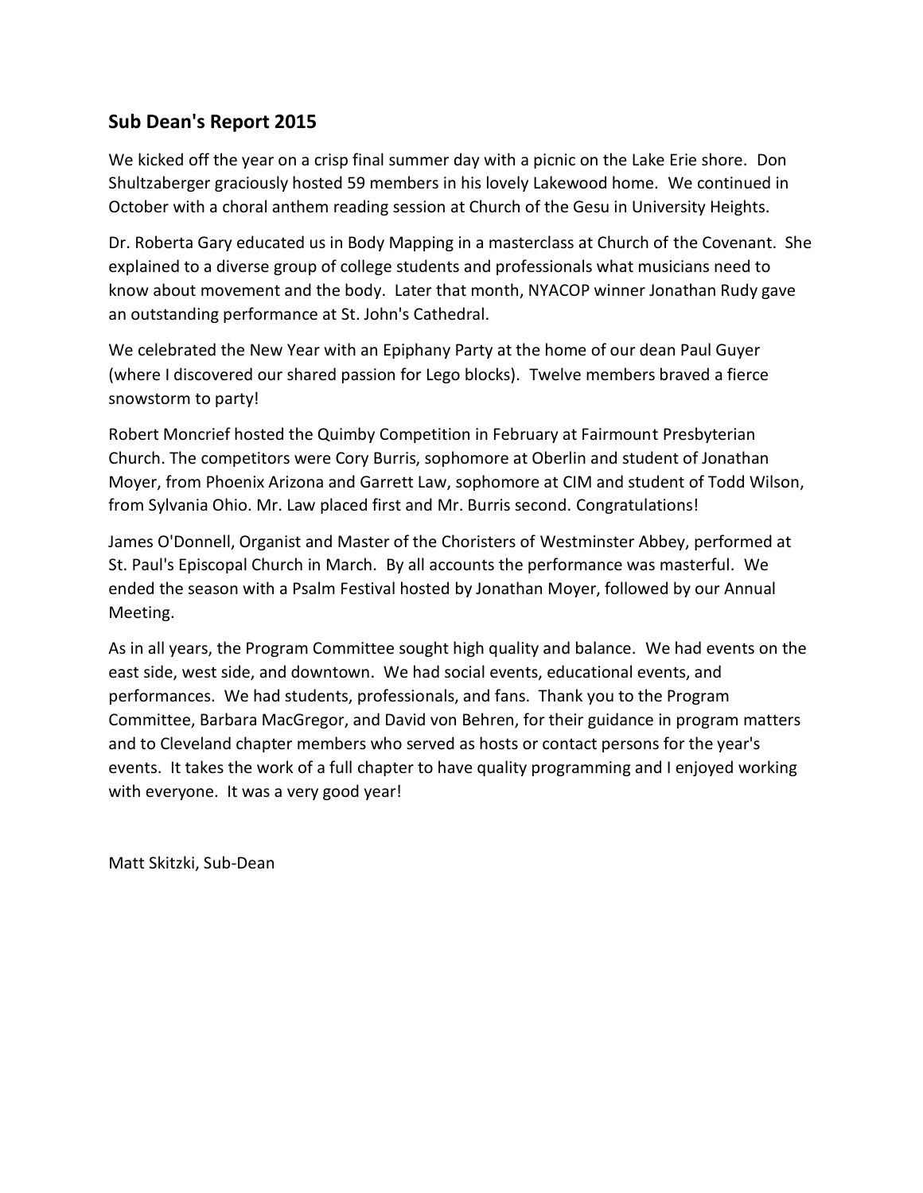## Sub Dean's Report 2015

We kicked off the year on a crisp final summer day with a picnic on the Lake Erie shore. Don Shultzaberger graciously hosted 59 members in his lovely Lakewood home. We continued in October with a choral anthem reading session at Church of the Gesu in University Heights.

Dr. Roberta Gary educated us in Body Mapping in a masterclass at Church of the Covenant. She explained to a diverse group of college students and professionals what musicians need to know about movement and the body. Later that month, NYACOP winner Jonathan Rudy gave an outstanding performance at St. John's Cathedral.

We celebrated the New Year with an Epiphany Party at the home of our dean Paul Guyer (where I discovered our shared passion for Lego blocks). Twelve members braved a fierce snowstorm to party!

Robert Moncrief hosted the Quimby Competition in February at Fairmount Presbyterian Church. The competitors were Cory Burris, sophomore at Oberlin and student of Jonathan Moyer, from Phoenix Arizona and Garrett Law, sophomore at CIM and student of Todd Wilson, from Sylvania Ohio. Mr. Law placed first and Mr. Burris second. Congratulations!

James O'Donnell, Organist and Master of the Choristers of Westminster Abbey, performed at St. Paul's Episcopal Church in March. By all accounts the performance was masterful. We ended the season with a Psalm Festival hosted by Jonathan Moyer, followed by our Annual Meeting.

As in all years, the Program Committee sought high quality and balance. We had events on the east side, west side, and downtown. We had social events, educational events, and performances. We had students, professionals, and fans. Thank you to the Program Committee, Barbara MacGregor, and David von Behren, for their guidance in program matters and to Cleveland chapter members who served as hosts or contact persons for the year's events. It takes the work of a full chapter to have quality programming and I enjoyed working with everyone. It was a very good year!

Matt Skitzki, Sub-Dean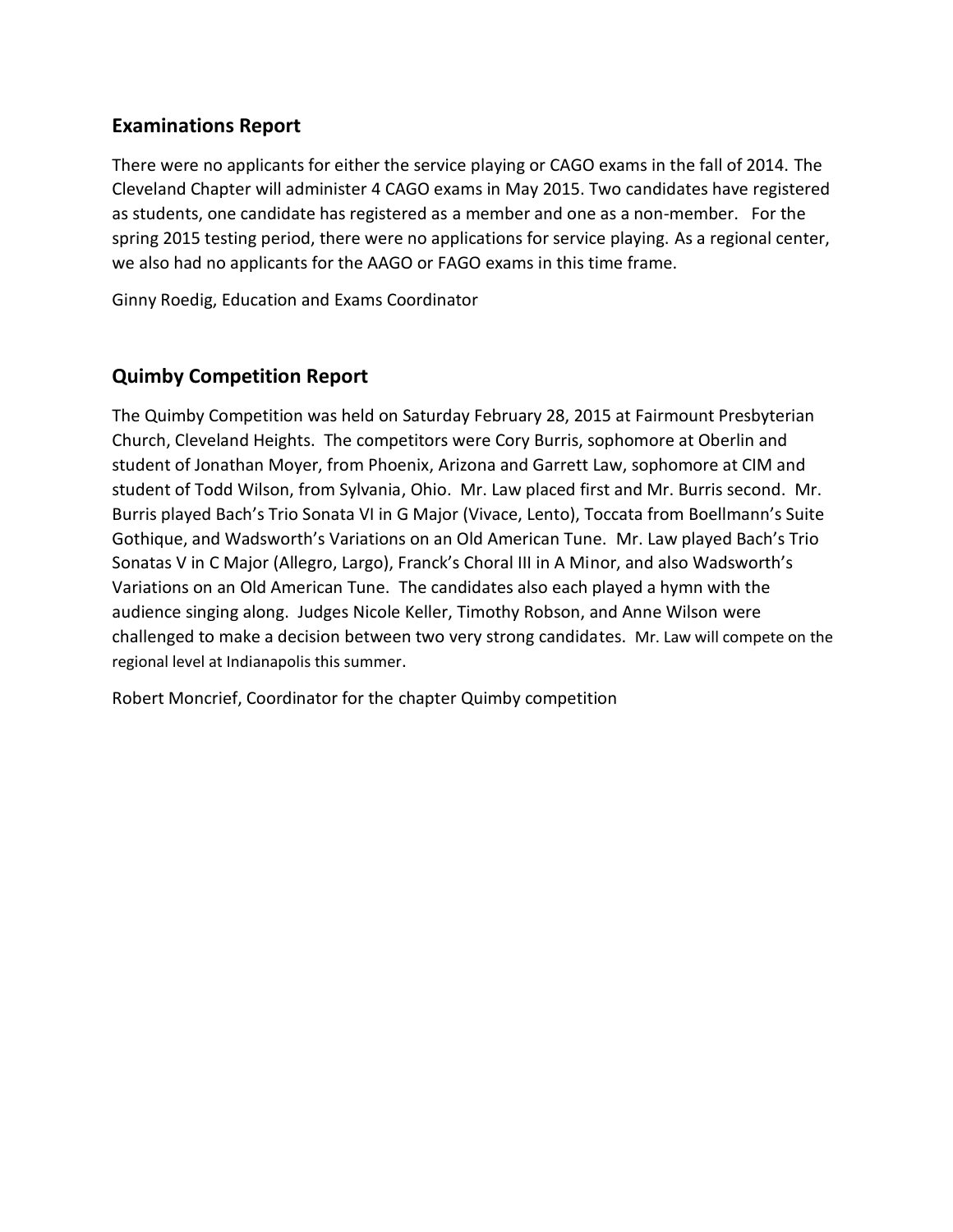## Examinations Report

There were no applicants for either the service playing or CAGO exams in the fall of 2014. The Cleveland Chapter will administer 4 CAGO exams in May 2015. Two candidates have registered as students, one candidate has registered as a member and one as a non-member. For the spring 2015 testing period, there were no applications for service playing. As a regional center, we also had no applicants for the AAGO or FAGO exams in this time frame.

Ginny Roedig, Education and Exams Coordinator

## Quimby Competition Report

The Quimby Competition was held on Saturday February 28, 2015 at Fairmount Presbyterian Church, Cleveland Heights. The competitors were Cory Burris, sophomore at Oberlin and student of Jonathan Moyer, from Phoenix, Arizona and Garrett Law, sophomore at CIM and student of Todd Wilson, from Sylvania, Ohio. Mr. Law placed first and Mr. Burris second. Mr. Burris played Bach's Trio Sonata VI in G Major (Vivace, Lento), Toccata from Boellmann's Suite Gothique, and Wadsworth's Variations on an Old American Tune. Mr. Law played Bach's Trio Sonatas V in C Major (Allegro, Largo), Franck's Choral III in A Minor, and also Wadsworth's Variations on an Old American Tune. The candidates also each played a hymn with the audience singing along. Judges Nicole Keller, Timothy Robson, and Anne Wilson were challenged to make a decision between two very strong candidates. Mr. Law will compete on the regional level at Indianapolis this summer.

Robert Moncrief, Coordinator for the chapter Quimby competition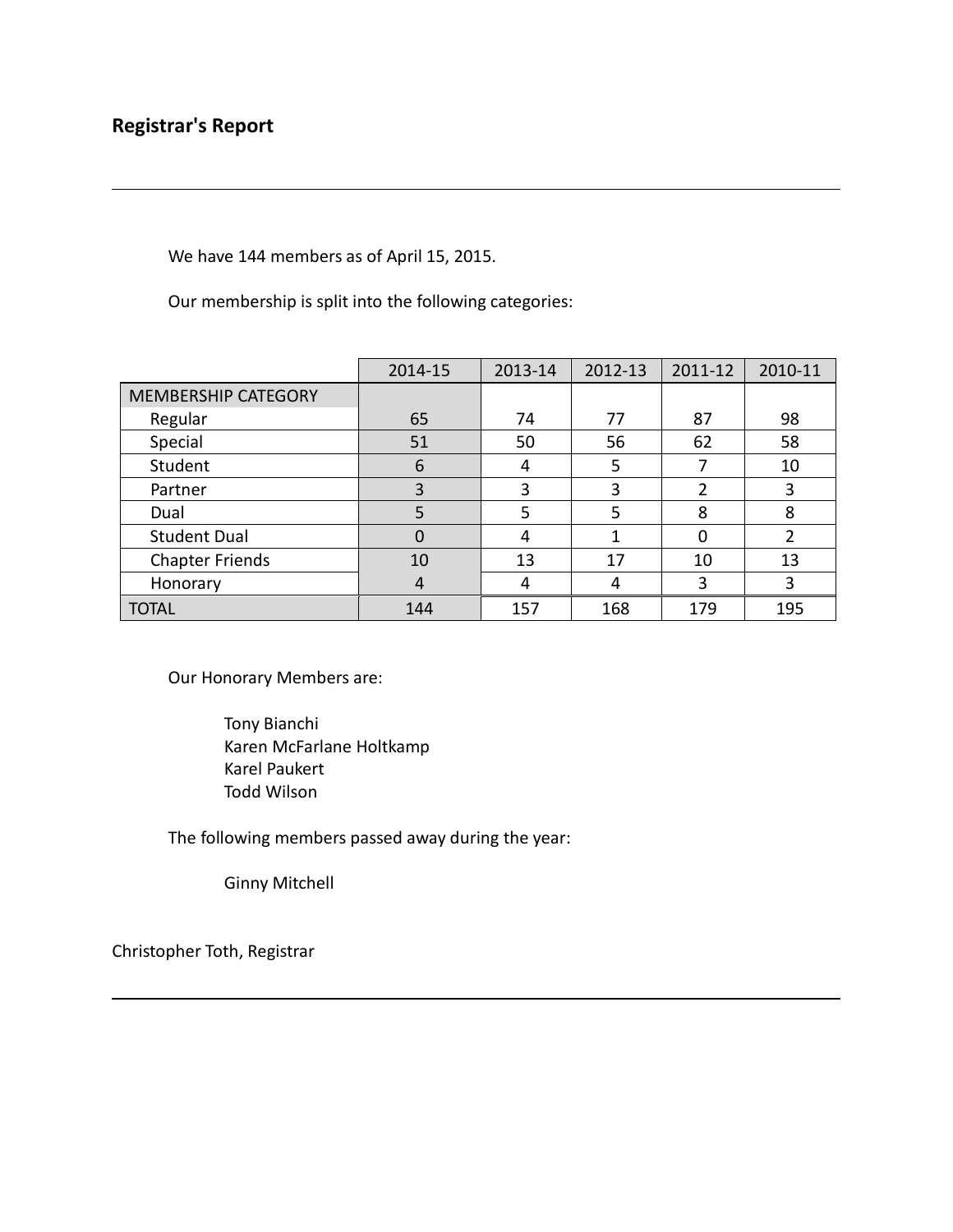## Registrar's Report

We have 144 members as of April 15, 2015.

Our membership is split into the following categories:

| | 2014-15 | 2013-14 | 2012-13 | 2011-12 | 2010-11 |
|---|---|---|---|---|---|
| MEMBERSHIP CATEGORY | | | | | |
| Regular | 65 | 74 | 77 | 87 | 98 |
| Special | 51 | 50 | 56 | 62 | 58 |
| Student | 6 | 4 | 5 | 7 | 10 |
| Partner | 3 | 3 | 3 | 2 | 3 |
| Dual | 5 | 5 | 5 | 8 | 8 |
| Student Dual | 0 | 4 | 1 | 0 | 2 |
| Chapter Friends | 10 | 13 | 17 | 10 | 13 |
| Honorary | 4 | 4 | 4 | 3 | 3 |
| TOTAL | 144 | 157 | 168 | 179 | 195 |

Our Honorary Members are:

Tony Bianchi
Karen McFarlane Holtkamp
Karel Paukert
Todd Wilson

The following members passed away during the year:

Ginny Mitchell

Christopher Toth, Registrar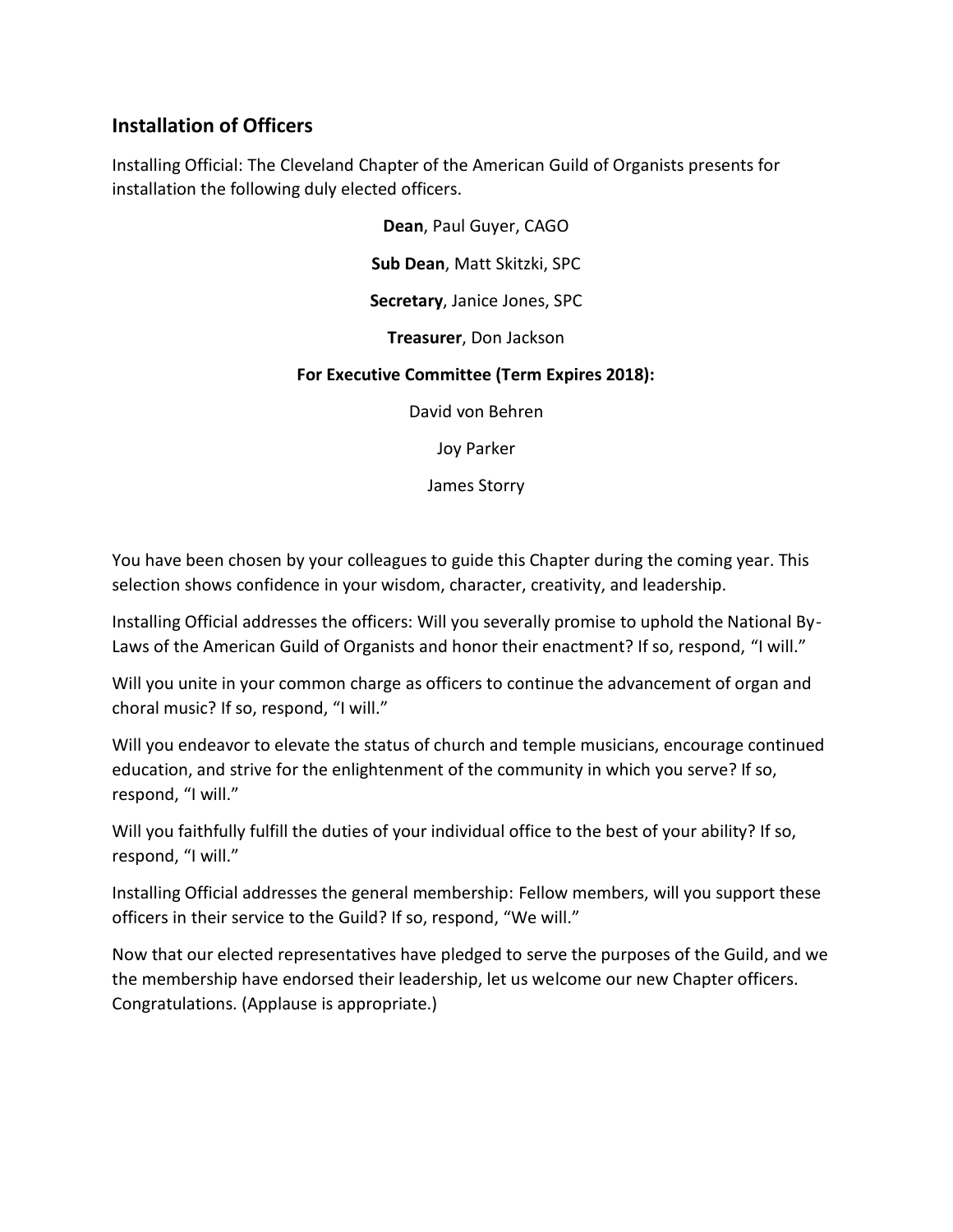## Installation of Officers

Installing Official: The Cleveland Chapter of the American Guild of Organists presents for installation the following duly elected officers.

**Dean**, Paul Guyer, CAGO

**Sub Dean**, Matt Skitzki, SPC

**Secretary**, Janice Jones, SPC

**Treasurer**, Don Jackson

**For Executive Committee (Term Expires 2018):**

David von Behren

Joy Parker

James Storry

You have been chosen by your colleagues to guide this Chapter during the coming year. This selection shows confidence in your wisdom, character, creativity, and leadership.

Installing Official addresses the officers: Will you severally promise to uphold the National By-Laws of the American Guild of Organists and honor their enactment? If so, respond, "I will."

Will you unite in your common charge as officers to continue the advancement of organ and choral music? If so, respond, "I will."

Will you endeavor to elevate the status of church and temple musicians, encourage continued education, and strive for the enlightenment of the community in which you serve? If so, respond, "I will."

Will you faithfully fulfill the duties of your individual office to the best of your ability? If so, respond, "I will."

Installing Official addresses the general membership: Fellow members, will you support these officers in their service to the Guild? If so, respond, "We will."

Now that our elected representatives have pledged to serve the purposes of the Guild, and we the membership have endorsed their leadership, let us welcome our new Chapter officers. Congratulations. (Applause is appropriate.)